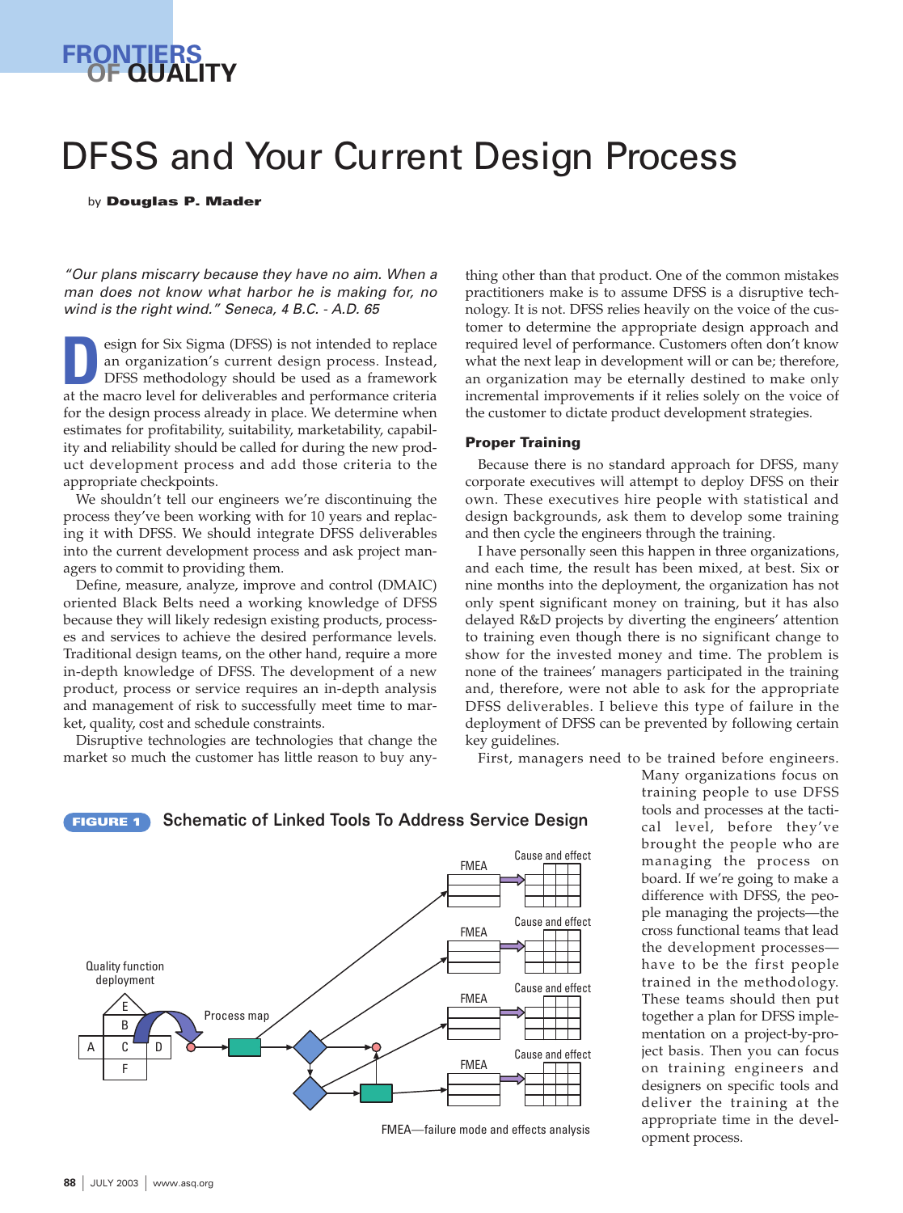FRONTIERS OF QUALITY

# DFSS and Your Current Design Process

by **Douglas P. Mader**

*"Our plans miscarry because they have no aim. When a man does not know what harbor he is making for, no wind is the right wind." Seneca, 4 B.C. - A.D. 65*

Design for Six Sigma (DFSS) is not intended to replace an organization's current design process. Instead, DFSS methodology should be used as a framework at the macro level for deliverables and performance criteria for the design process already in place. We determine when estimates for profitability, suitability, marketability, capability and reliability should be called for during the new product development process and add those criteria to the appropriate checkpoints.

We shouldn't tell our engineers we're discontinuing the process they've been working with for 10 years and replacing it with DFSS. We should integrate DFSS deliverables into the current development process and ask project managers to commit to providing them.

Define, measure, analyze, improve and control (DMAIC) oriented Black Belts need a working knowledge of DFSS because they will likely redesign existing products, processes and services to achieve the desired performance levels. Traditional design teams, on the other hand, require a more in-depth knowledge of DFSS. The development of a new product, process or service requires an in-depth analysis and management of risk to successfully meet time to market, quality, cost and schedule constraints.

Disruptive technologies are technologies that change the market so much the customer has little reason to buy anything other than that product. One of the common mistakes practitioners make is to assume DFSS is a disruptive technology. It is not. DFSS relies heavily on the voice of the customer to determine the appropriate design approach and required level of performance. Customers often don't know what the next leap in development will or can be; therefore, an organization may be eternally destined to make only incremental improvements if it relies solely on the voice of the customer to dictate product development strategies.

## Proper Training

Because there is no standard approach for DFSS, many corporate executives will attempt to deploy DFSS on their own. These executives hire people with statistical and design backgrounds, ask them to develop some training and then cycle the engineers through the training.

I have personally seen this happen in three organizations, and each time, the result has been mixed, at best. Six or nine months into the deployment, the organization has not only spent significant money on training, but it has also delayed R&D projects by diverting the engineers' attention to training even though there is no significant change to show for the invested money and time. The problem is none of the trainees' managers participated in the training and, therefore, were not able to ask for the appropriate DFSS deliverables. I believe this type of failure in the deployment of DFSS can be prevented by following certain key guidelines.

First, managers need to be trained before engineers. Many organizations focus on training people to use DFSS tools and processes at the tactical level, before they've brought the people who are managing the process on board. If we're going to make a difference with DFSS, the people managing the projects—the cross functional teams that lead the development processes—have to be the first people trained in the methodology. These teams should then put together a plan for DFSS implementation on a project-by-project basis. Then you can focus on training engineers and designers on specific tools and deliver the training at the appropriate time in the development process.

**FIGURE 1** Schematic of Linked Tools To Address Service Design

Quality function deployment — Process map — FMEA — Cause and effect

FMEA—failure mode and effects analysis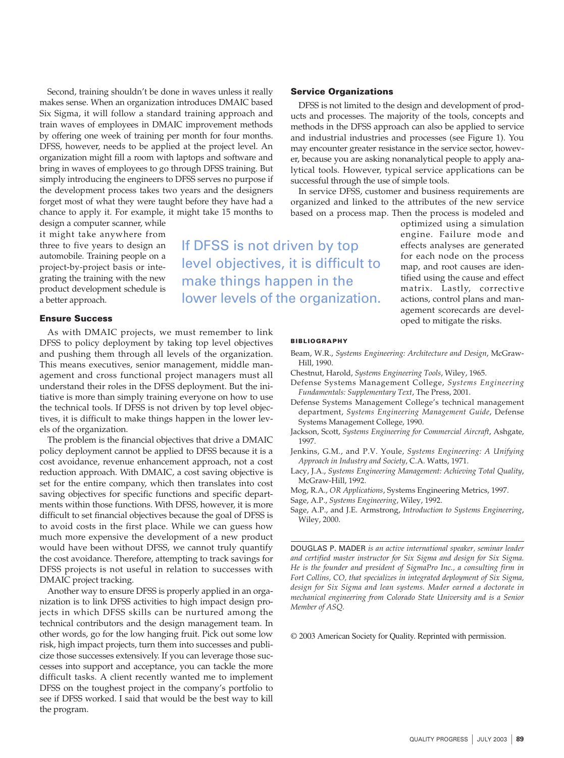Second, training shouldn't be done in waves unless it really makes sense. When an organization introduces DMAIC based Six Sigma, it will follow a standard training approach and train waves of employees in DMAIC improvement methods by offering one week of training per month for four months. DFSS, however, needs to be applied at the project level. An organization might fill a room with laptops and software and bring in waves of employees to go through DFSS training. But simply introducing the engineers to DFSS serves no purpose if the development process takes two years and the designers forget most of what they were taught before they have had a chance to apply it. For example, it might take 15 months to design a computer scanner, while it might take anywhere from three to five years to design an automobile. Training people on a project-by-project basis or integrating the training with the new product development schedule is a better approach.

### Ensure Success

As with DMAIC projects, we must remember to link DFSS to policy deployment by taking top level objectives and pushing them through all levels of the organization. This means executives, senior management, middle management and cross functional project managers must all understand their roles in the DFSS deployment. But the initiative is more than simply training everyone on how to use the technical tools. If DFSS is not driven by top level objectives, it is difficult to make things happen in the lower levels of the organization.

The problem is the financial objectives that drive a DMAIC policy deployment cannot be applied to DFSS because it is a cost avoidance, revenue enhancement approach, not a cost reduction approach. With DMAIC, a cost saving objective is set for the entire company, which then translates into cost saving objectives for specific functions and specific departments within those functions. With DFSS, however, it is more difficult to set financial objectives because the goal of DFSS is to avoid costs in the first place. While we can guess how much more expensive the development of a new product would have been without DFSS, we cannot truly quantify the cost avoidance. Therefore, attempting to track savings for DFSS projects is not useful in relation to successes with DMAIC project tracking.

Another way to ensure DFSS is properly applied in an organization is to link DFSS activities to high impact design projects in which DFSS skills can be nurtured among the technical contributors and the design management team. In other words, go for the low hanging fruit. Pick out some low risk, high impact projects, turn them into successes and publicize those successes extensively. If you can leverage those successes into support and acceptance, you can tackle the more difficult tasks. A client recently wanted me to implement DFSS on the toughest project in the company's portfolio to see if DFSS worked. I said that would be the best way to kill the program.

> If DFSS is not driven by top level objectives, it is difficult to make things happen in the lower levels of the organization.

### Service Organizations

DFSS is not limited to the design and development of products and processes. The majority of the tools, concepts and methods in the DFSS approach can also be applied to service and industrial industries and processes (see Figure 1). You may encounter greater resistance in the service sector, however, because you are asking nonanalytical people to apply analytical tools. However, typical service applications can be successful through the use of simple tools.

In service DFSS, customer and business requirements are organized and linked to the attributes of the new service based on a process map. Then the process is modeled and optimized using a simulation engine. Failure mode and effects analyses are generated for each node on the process map, and root causes are identified using the cause and effect matrix. Lastly, corrective actions, control plans and management scorecards are developed to mitigate the risks.

#### BIBLIOGRAPHY

Beam, W.R., *Systems Engineering: Architecture and Design*, McGraw-Hill, 1990.

Chestnut, Harold, *Systems Engineering Tools*, Wiley, 1965.

Defense Systems Management College, *Systems Engineering Fundamentals: Supplementary Text*, The Press, 2001.

Defense Systems Management College's technical management department, *Systems Engineering Management Guide*, Defense Systems Management College, 1990.

Jackson, Scott, *Systems Engineering for Commercial Aircraft*, Ashgate, 1997.

Jenkins, G.M., and P.V. Youle, *Systems Engineering: A Unifying Approach in Industry and Society*, C.A. Watts, 1971.

Lacy, J.A., *Systems Engineering Management: Achieving Total Quality*, McGraw-Hill, 1992.

Mog, R.A., *OR Applications*, Systems Engineering Metrics, 1997.

Sage, A.P., *Systems Engineering*, Wiley, 1992.

Sage, A.P., and J.E. Armstrong, *Introduction to Systems Engineering*, Wiley, 2000.

---

DOUGLAS P. MADER *is an active international speaker, seminar leader and certified master instructor for Six Sigma and design for Six Sigma. He is the founder and president of SigmaPro Inc., a consulting firm in Fort Collins, CO, that specializes in integrated deployment of Six Sigma, design for Six Sigma and lean systems. Mader earned a doctorate in mechanical engineering from Colorado State University and is a Senior Member of ASQ.*

© 2003 American Society for Quality. Reprinted with permission.